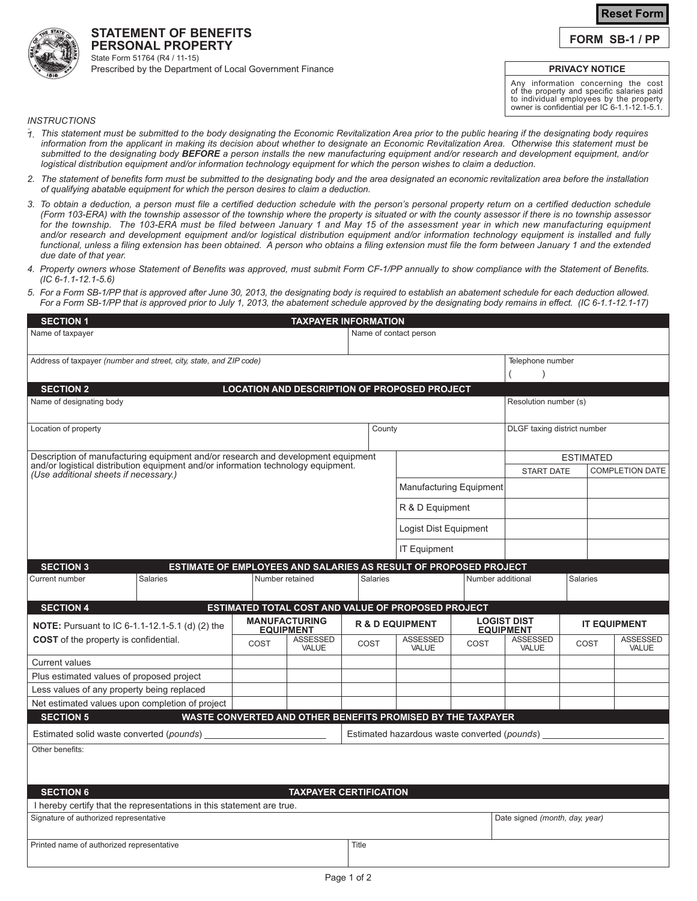**Reset Form**

# STATEMENT OF BENEFITS PERSONAL PROPERTY

State Form 51764 (R4 / 11-15)
Prescribed by the Department of Local Government Finance

**FORM SB-1 / PP**

**PRIVACY NOTICE**

Any information concerning the cost of the property and specific salaries paid to individual employees by the property owner is confidential per IC 6-1.1-12.1-5.1.

*INSTRUCTIONS*

1. *This statement must be submitted to the body designating the Economic Revitalization Area prior to the public hearing if the designating body requires information from the applicant in making its decision about whether to designate an Economic Revitalization Area. Otherwise this statement must be submitted to the designating body* ***BEFORE*** *a person installs the new manufacturing equipment and/or research and development equipment, and/or logistical distribution equipment and/or information technology equipment for which the person wishes to claim a deduction.*
2. *The statement of benefits form must be submitted to the designating body and the area designated an economic revitalization area before the installation of qualifying abatable equipment for which the person desires to claim a deduction.*
3. *To obtain a deduction, a person must file a certified deduction schedule with the person's personal property return on a certified deduction schedule (Form 103-ERA) with the township assessor of the township where the property is situated or with the county assessor if there is no township assessor for the township. The 103-ERA must be filed between January 1 and May 15 of the assessment year in which new manufacturing equipment and/or research and development equipment and/or logistical distribution equipment and/or information technology equipment is installed and fully functional, unless a filing extension has been obtained. A person who obtains a filing extension must file the form between January 1 and the extended due date of that year.*
4. *Property owners whose Statement of Benefits was approved, must submit Form CF-1/PP annually to show compliance with the Statement of Benefits. (IC 6-1.1-12.1-5.6)*
5. *For a Form SB-1/PP that is approved after June 30, 2013, the designating body is required to establish an abatement schedule for each deduction allowed. For a Form SB-1/PP that is approved prior to July 1, 2013, the abatement schedule approved by the designating body remains in effect. (IC 6-1.1-12.1-17)*

## SECTION 1 — TAXPAYER INFORMATION

| Name of taxpayer | Name of contact person |
|---|---|
| | |

| Address of taxpayer *(number and street, city, state, and ZIP code)* | Telephone number |
|---|---|
| | ( ) |

## SECTION 2 — LOCATION AND DESCRIPTION OF PROPOSED PROJECT

| Name of designating body | Resolution number (s) |
|---|---|
| | |

| Location of property | County | DLGF taxing district number |
|---|---|---|
| | | |

| Description of manufacturing equipment and/or research and development equipment and/or logistical distribution equipment and/or information technology equipment. *(Use additional sheets if necessary.)* | | ESTIMATED START DATE | ESTIMATED COMPLETION DATE |
|---|---|---|---|
| | Manufacturing Equipment | | |
| | R & D Equipment | | |
| | Logist Dist Equipment | | |
| | IT Equipment | | |

## SECTION 3 — ESTIMATE OF EMPLOYEES AND SALARIES AS RESULT OF PROPOSED PROJECT

| Current number | Salaries | Number retained | Salaries | Number additional | Salaries |
|---|---|---|---|---|---|
| | | | | | |

## SECTION 4 — ESTIMATED TOTAL COST AND VALUE OF PROPOSED PROJECT

| **NOTE:** Pursuant to IC 6-1.1-12.1-5.1 (d) (2) the **COST** of the property is confidential. | MANUFACTURING EQUIPMENT | | R & D EQUIPMENT | | LOGIST DIST EQUIPMENT | | IT EQUIPMENT | |
|---|---|---|---|---|---|---|---|---|
| | COST | ASSESSED VALUE | COST | ASSESSED VALUE | COST | ASSESSED VALUE | COST | ASSESSED VALUE |
| Current values | | | | | | | | |
| Plus estimated values of proposed project | | | | | | | | |
| Less values of any property being replaced | | | | | | | | |
| Net estimated values upon completion of project | | | | | | | | |

## SECTION 5 — WASTE CONVERTED AND OTHER BENEFITS PROMISED BY THE TAXPAYER

Estimated solid waste converted (*pounds*) ________________________

Estimated hazardous waste converted (*pounds*) ________________________

Other benefits:

## SECTION 6 — TAXPAYER CERTIFICATION

I hereby certify that the representations in this statement are true.

| Signature of authorized representative | Date signed *(month, day, year)* |
|---|---|
| | |

| Printed name of authorized representative | Title |
|---|---|
| | |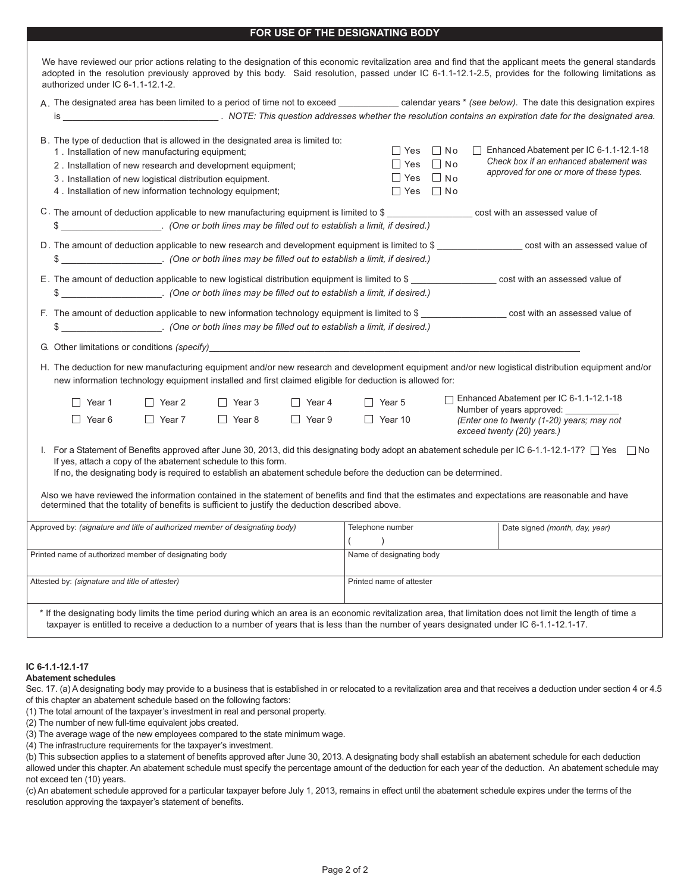## FOR USE OF THE DESIGNATING BODY

We have reviewed our prior actions relating to the designation of this economic revitalization area and find that the applicant meets the general standards adopted in the resolution previously approved by this body. Said resolution, passed under IC 6-1.1-12.1-2.5, provides for the following limitations as authorized under IC 6-1.1-12.1-2.

A. The designated area has been limited to a period of time not to exceed ____________ calendar years * *(see below)*. The date this designation expires is ______________________________ . *NOTE: This question addresses whether the resolution contains an expiration date for the designated area.*

B. The type of deduction that is allowed in the designated area is limited to:

| | | | |
|---|---|---|---|
| 1 . Installation of new manufacturing equipment; | ☐ Yes | ☐ No | ☐ Enhanced Abatement per IC 6-1.1-12.1-18 *Check box if an enhanced abatement was approved for one or more of these types.* |
| 2 . Installation of new research and development equipment; | ☐ Yes | ☐ No | |
| 3 . Installation of new logistical distribution equipment. | ☐ Yes | ☐ No | |
| 4 . Installation of new information technology equipment; | ☐ Yes | ☐ No | |

C. The amount of deduction applicable to new manufacturing equipment is limited to $ ________________ cost with an assessed value of $ ___________________. *(One or both lines may be filled out to establish a limit, if desired.)*

D. The amount of deduction applicable to new research and development equipment is limited to $ ________________ cost with an assessed value of $ ___________________. *(One or both lines may be filled out to establish a limit, if desired.)*

E. The amount of deduction applicable to new logistical distribution equipment is limited to $ ________________ cost with an assessed value of $ ___________________. *(One or both lines may be filled out to establish a limit, if desired.)*

F. The amount of deduction applicable to new information technology equipment is limited to $ ________________ cost with an assessed value of $ ___________________. *(One or both lines may be filled out to establish a limit, if desired.)*

G. Other limitations or conditions *(specify)*______________________________________________________________

H. The deduction for new manufacturing equipment and/or new research and development equipment and/or new logistical distribution equipment and/or new information technology equipment installed and first claimed eligible for deduction is allowed for:

| | | | | | |
|---|---|---|---|---|---|
| ☐ Year 1 | ☐ Year 2 | ☐ Year 3 | ☐ Year 4 | ☐ Year 5 | ☐ Enhanced Abatement per IC 6-1.1-12.1-18 Number of years approved: ___________ *(Enter one to twenty (1-20) years; may not exceed twenty (20) years.)* |
| ☐ Year 6 | ☐ Year 7 | ☐ Year 8 | ☐ Year 9 | ☐ Year 10 | |

I. For a Statement of Benefits approved after June 30, 2013, did this designating body adopt an abatement schedule per IC 6-1.1-12.1-17? ☐ Yes ☐ No
If yes, attach a copy of the abatement schedule to this form.
If no, the designating body is required to establish an abatement schedule before the deduction can be determined.

Also we have reviewed the information contained in the statement of benefits and find that the estimates and expectations are reasonable and have determined that the totality of benefits is sufficient to justify the deduction described above.

| | | |
|---|---|---|
| Approved by: *(signature and title of authorized member of designating body)* | Telephone number ( ) | Date signed *(month, day, year)* |
| Printed name of authorized member of designating body | Name of designating body | |
| Attested by: *(signature and title of attester)* | Printed name of attester | |

\* If the designating body limits the time period during which an area is an economic revitalization area, that limitation does not limit the length of time a taxpayer is entitled to receive a deduction to a number of years that is less than the number of years designated under IC 6-1.1-12.1-17.

**IC 6-1.1-12.1-17**
**Abatement schedules**

Sec. 17. (a) A designating body may provide to a business that is established in or relocated to a revitalization area and that receives a deduction under section 4 or 4.5 of this chapter an abatement schedule based on the following factors:
(1) The total amount of the taxpayer's investment in real and personal property.
(2) The number of new full-time equivalent jobs created.
(3) The average wage of the new employees compared to the state minimum wage.
(4) The infrastructure requirements for the taxpayer's investment.
(b) This subsection applies to a statement of benefits approved after June 30, 2013. A designating body shall establish an abatement schedule for each deduction allowed under this chapter. An abatement schedule must specify the percentage amount of the deduction for each year of the deduction. An abatement schedule may not exceed ten (10) years.
(c) An abatement schedule approved for a particular taxpayer before July 1, 2013, remains in effect until the abatement schedule expires under the terms of the resolution approving the taxpayer's statement of benefits.